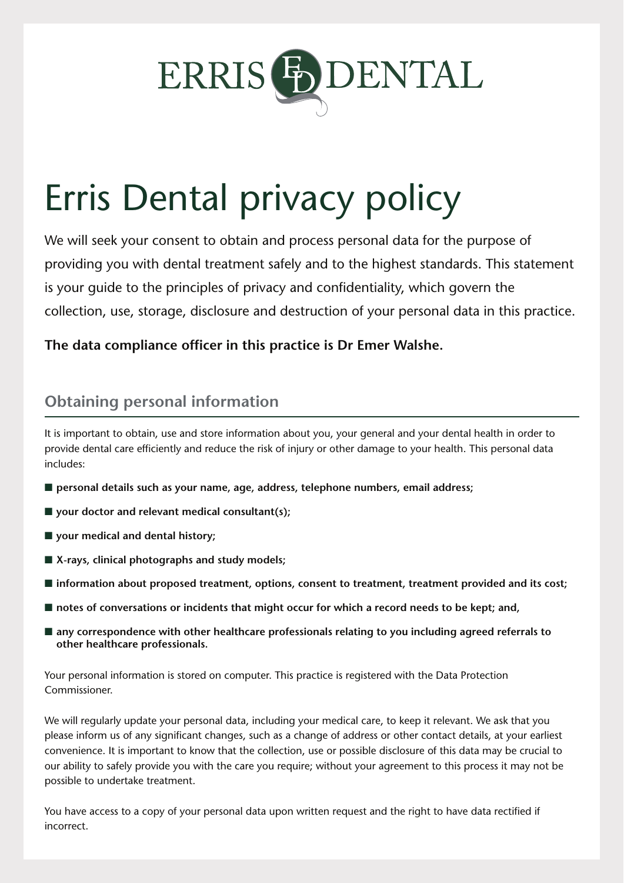ERRIS DENTAL

# Erris Dental privacy policy

We will seek your consent to obtain and process personal data for the purpose of providing you with dental treatment safely and to the highest standards. This statement is your guide to the principles of privacy and confidentiality, which govern the collection, use, storage, disclosure and destruction of your personal data in this practice.

**The data compliance officer in this practice is Dr Emer Walshe.**

## Obtaining personal information

It is important to obtain, use and store information about you, your general and your dental health in order to provide dental care efficiently and reduce the risk of injury or other damage to your health. This personal data includes:

- **personal details such as your name, age, address, telephone numbers, email address;**
- **your doctor and relevant medical consultant(s);**
- **your medical and dental history;**
- **X-rays, clinical photographs and study models;**
- **information about proposed treatment, options, consent to treatment, treatment provided and its cost;**
- **notes of conversations or incidents that might occur for which a record needs to be kept; and,**
- **any correspondence with other healthcare professionals relating to you including agreed referrals to other healthcare professionals.**

Your personal information is stored on computer. This practice is registered with the Data Protection Commissioner.

We will regularly update your personal data, including your medical care, to keep it relevant. We ask that you please inform us of any significant changes, such as a change of address or other contact details, at your earliest convenience. It is important to know that the collection, use or possible disclosure of this data may be crucial to our ability to safely provide you with the care you require; without your agreement to this process it may not be possible to undertake treatment.

You have access to a copy of your personal data upon written request and the right to have data rectified if incorrect.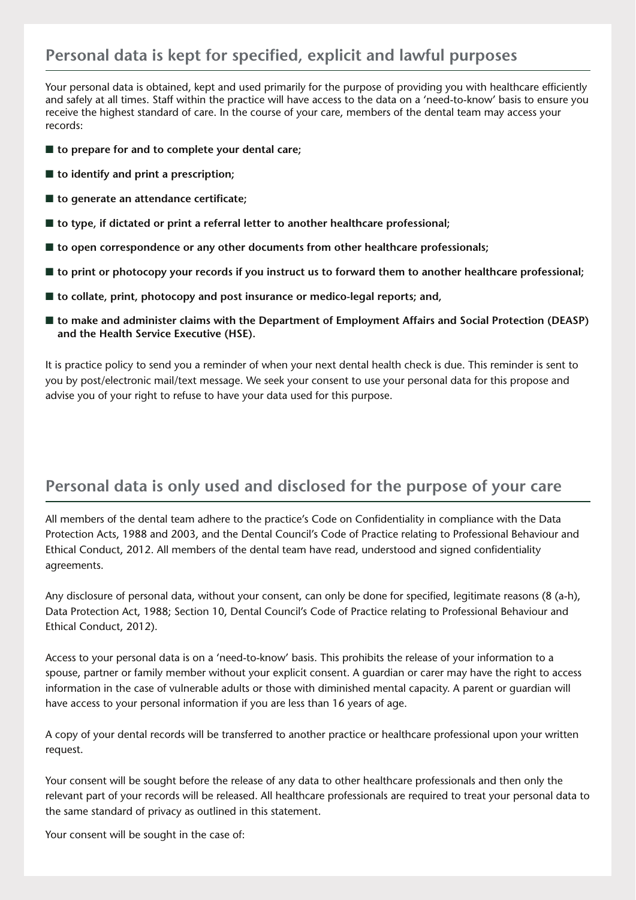## Personal data is kept for specified, explicit and lawful purposes

Your personal data is obtained, kept and used primarily for the purpose of providing you with healthcare efficiently and safely at all times. Staff within the practice will have access to the data on a 'need-to-know' basis to ensure you receive the highest standard of care. In the course of your care, members of the dental team may access your records:

- **to prepare for and to complete your dental care;**
- **to identify and print a prescription;**
- **to generate an attendance certificate;**
- **to type, if dictated or print a referral letter to another healthcare professional;**
- **to open correspondence or any other documents from other healthcare professionals;**
- **to print or photocopy your records if you instruct us to forward them to another healthcare professional;**
- **to collate, print, photocopy and post insurance or medico-legal reports; and,**
- **to make and administer claims with the Department of Employment Affairs and Social Protection (DEASP) and the Health Service Executive (HSE).**

It is practice policy to send you a reminder of when your next dental health check is due. This reminder is sent to you by post/electronic mail/text message. We seek your consent to use your personal data for this propose and advise you of your right to refuse to have your data used for this purpose.

## Personal data is only used and disclosed for the purpose of your care

All members of the dental team adhere to the practice's Code on Confidentiality in compliance with the Data Protection Acts, 1988 and 2003, and the Dental Council's Code of Practice relating to Professional Behaviour and Ethical Conduct, 2012. All members of the dental team have read, understood and signed confidentiality agreements.

Any disclosure of personal data, without your consent, can only be done for specified, legitimate reasons (8 (a-h), Data Protection Act, 1988; Section 10, Dental Council's Code of Practice relating to Professional Behaviour and Ethical Conduct, 2012).

Access to your personal data is on a 'need-to-know' basis. This prohibits the release of your information to a spouse, partner or family member without your explicit consent. A guardian or carer may have the right to access information in the case of vulnerable adults or those with diminished mental capacity. A parent or guardian will have access to your personal information if you are less than 16 years of age.

A copy of your dental records will be transferred to another practice or healthcare professional upon your written request.

Your consent will be sought before the release of any data to other healthcare professionals and then only the relevant part of your records will be released. All healthcare professionals are required to treat your personal data to the same standard of privacy as outlined in this statement.

Your consent will be sought in the case of: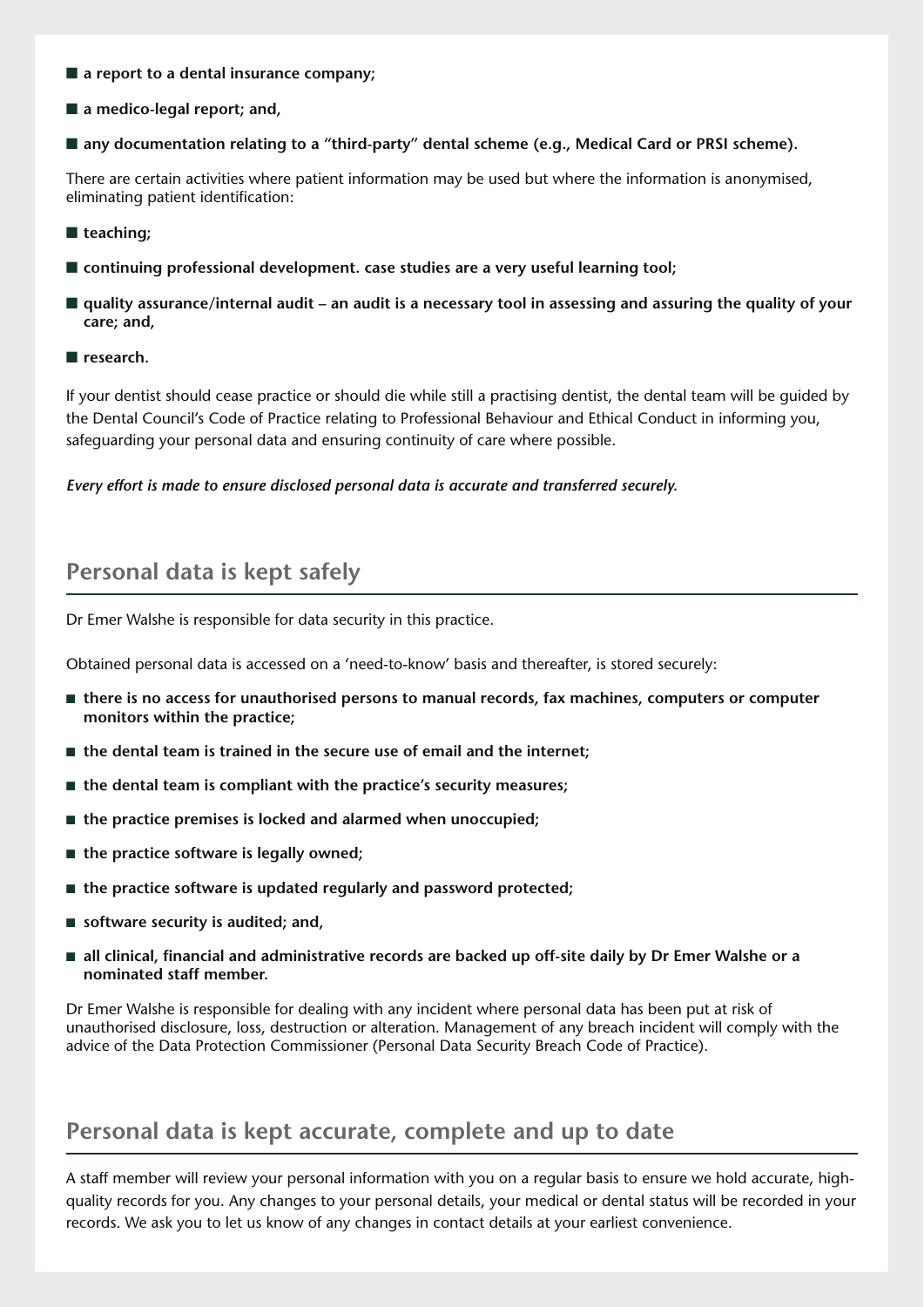- **a report to a dental insurance company;**
- **a medico-legal report; and,**
- **any documentation relating to a "third-party" dental scheme (e.g., Medical Card or PRSI scheme).**

There are certain activities where patient information may be used but where the information is anonymised, eliminating patient identification:

- **teaching;**
- **continuing professional development. case studies are a very useful learning tool;**
- **quality assurance/internal audit – an audit is a necessary tool in assessing and assuring the quality of your care; and,**
- **research.**

If your dentist should cease practice or should die while still a practising dentist, the dental team will be guided by the Dental Council's Code of Practice relating to Professional Behaviour and Ethical Conduct in informing you, safeguarding your personal data and ensuring continuity of care where possible.

***Every effort is made to ensure disclosed personal data is accurate and transferred securely.***

## Personal data is kept safely

Dr Emer Walshe is responsible for data security in this practice.

Obtained personal data is accessed on a 'need-to-know' basis and thereafter, is stored securely:

- **there is no access for unauthorised persons to manual records, fax machines, computers or computer monitors within the practice;**
- **the dental team is trained in the secure use of email and the internet;**
- **the dental team is compliant with the practice's security measures;**
- **the practice premises is locked and alarmed when unoccupied;**
- **the practice software is legally owned;**
- **the practice software is updated regularly and password protected;**
- **software security is audited; and,**
- **all clinical, financial and administrative records are backed up off-site daily by Dr Emer Walshe or a nominated staff member.**

Dr Emer Walshe is responsible for dealing with any incident where personal data has been put at risk of unauthorised disclosure, loss, destruction or alteration. Management of any breach incident will comply with the advice of the Data Protection Commissioner (Personal Data Security Breach Code of Practice).

## Personal data is kept accurate, complete and up to date

A staff member will review your personal information with you on a regular basis to ensure we hold accurate, high-quality records for you. Any changes to your personal details, your medical or dental status will be recorded in your records. We ask you to let us know of any changes in contact details at your earliest convenience.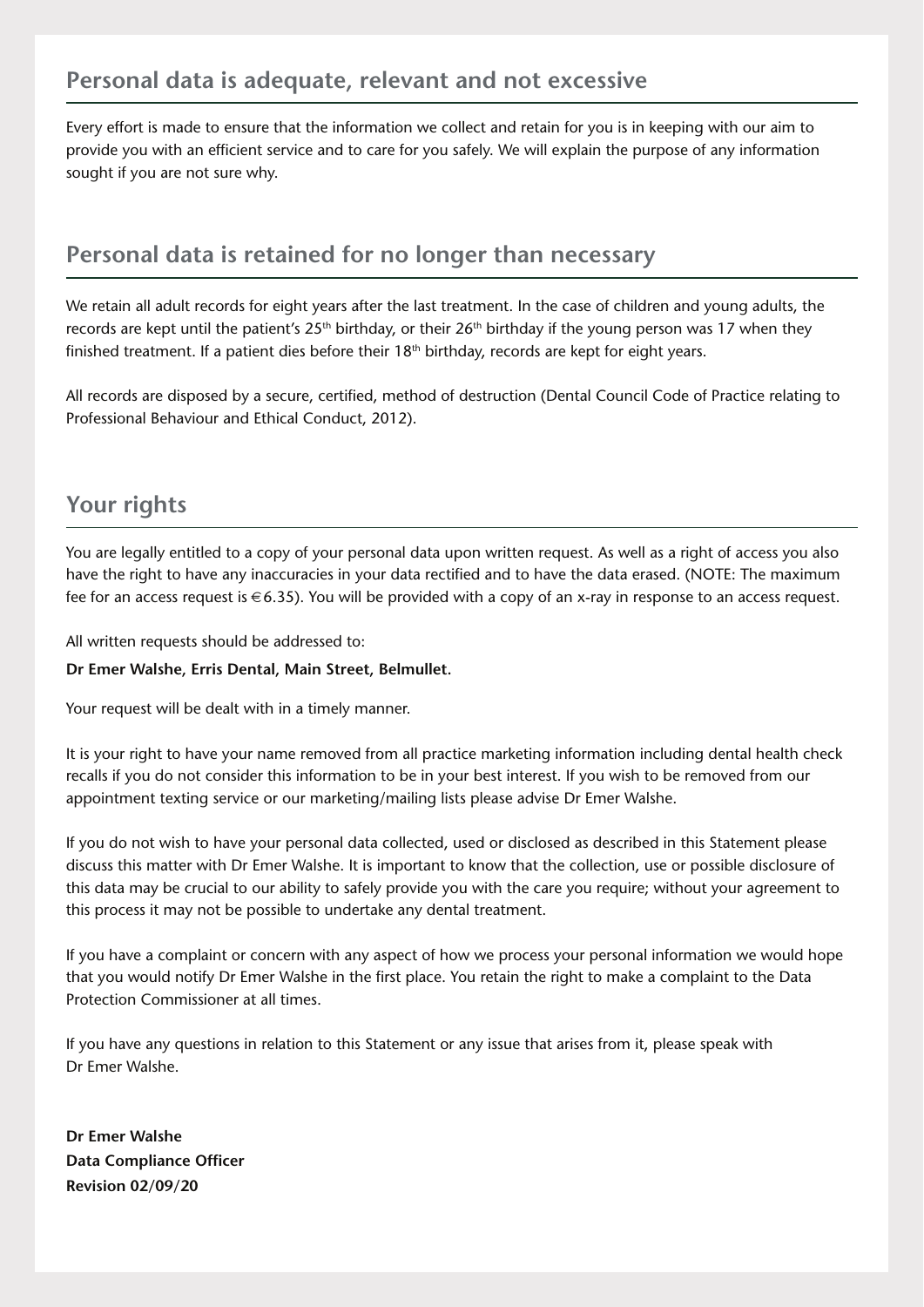## Personal data is adequate, relevant and not excessive

Every effort is made to ensure that the information we collect and retain for you is in keeping with our aim to provide you with an efficient service and to care for you safely. We will explain the purpose of any information sought if you are not sure why.

## Personal data is retained for no longer than necessary

We retain all adult records for eight years after the last treatment. In the case of children and young adults, the records are kept until the patient's 25th birthday, or their 26th birthday if the young person was 17 when they finished treatment. If a patient dies before their 18th birthday, records are kept for eight years.

All records are disposed by a secure, certified, method of destruction (Dental Council Code of Practice relating to Professional Behaviour and Ethical Conduct, 2012).

## Your rights

You are legally entitled to a copy of your personal data upon written request. As well as a right of access you also have the right to have any inaccuracies in your data rectified and to have the data erased. (NOTE: The maximum fee for an access request is €6.35). You will be provided with a copy of an x-ray in response to an access request.

All written requests should be addressed to:

**Dr Emer Walshe, Erris Dental, Main Street, Belmullet.**

Your request will be dealt with in a timely manner.

It is your right to have your name removed from all practice marketing information including dental health check recalls if you do not consider this information to be in your best interest. If you wish to be removed from our appointment texting service or our marketing/mailing lists please advise Dr Emer Walshe.

If you do not wish to have your personal data collected, used or disclosed as described in this Statement please discuss this matter with Dr Emer Walshe. It is important to know that the collection, use or possible disclosure of this data may be crucial to our ability to safely provide you with the care you require; without your agreement to this process it may not be possible to undertake any dental treatment.

If you have a complaint or concern with any aspect of how we process your personal information we would hope that you would notify Dr Emer Walshe in the first place. You retain the right to make a complaint to the Data Protection Commissioner at all times.

If you have any questions in relation to this Statement or any issue that arises from it, please speak with Dr Emer Walshe.

**Dr Emer Walshe**
**Data Compliance Officer**
**Revision 02/09/20**